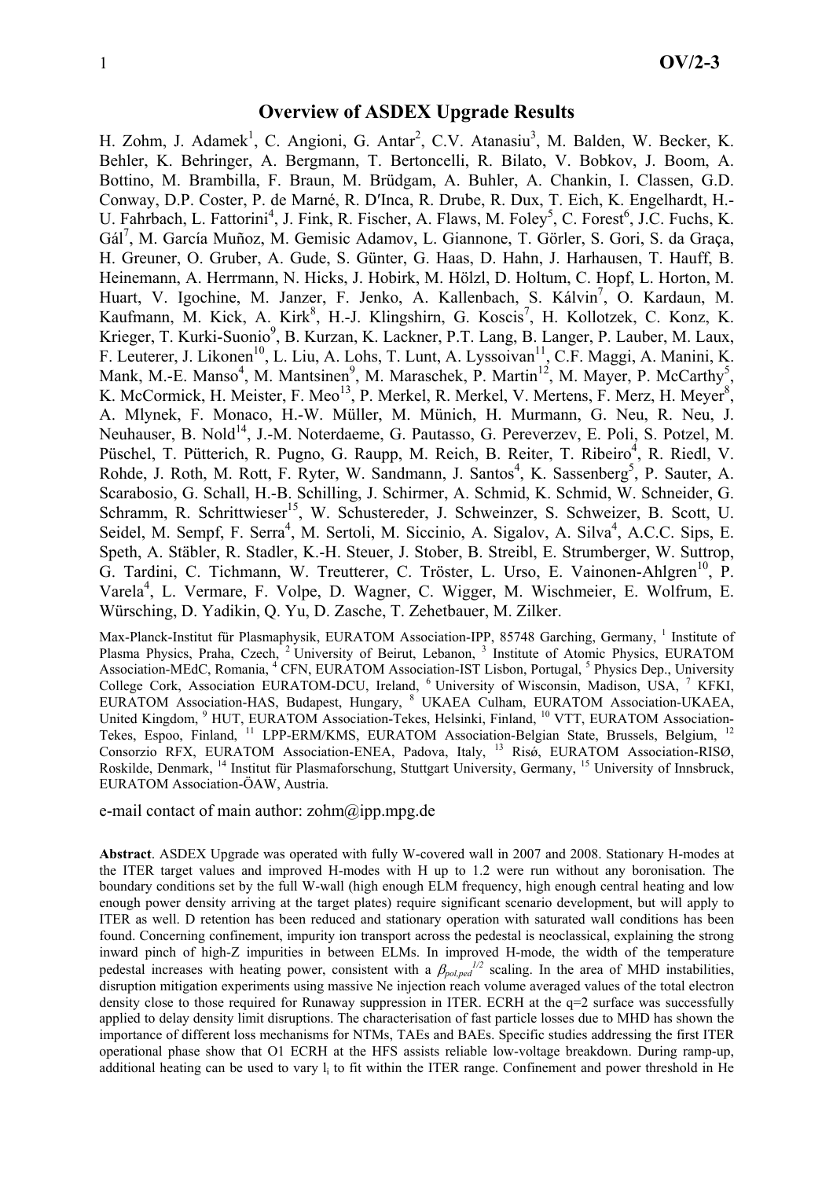# Overview of ASDEX Upgrade Results

H. Zohm, J. Adamek[1], C. Angioni, G. Antar[2], C.V. Atanasiu[3], M. Balden, W. Becker, K. Behler, K. Behringer, A. Bergmann, T. Bertoncelli, R. Bilato, V. Bobkov, J. Boom, A. Bottino, M. Brambilla, F. Braun, M. Brüdgam, A. Buhler, A. Chankin, I. Classen, G.D. Conway, D.P. Coster, P. de Marné, R. D′Inca, R. Drube, R. Dux, T. Eich, K. Engelhardt, H.-U. Fahrbach, L. Fattorini[4], J. Fink, R. Fischer, A. Flaws, M. Foley[5], C. Forest[6], J.C. Fuchs, K. Gál[7], M. García Muñoz, M. Gemisic Adamov, L. Giannone, T. Görler, S. Gori, S. da Graça, H. Greuner, O. Gruber, A. Gude, S. Günter, G. Haas, D. Hahn, J. Harhausen, T. Hauff, B. Heinemann, A. Herrmann, N. Hicks, J. Hobirk, M. Hölzl, D. Holtum, C. Hopf, L. Horton, M. Huart, V. Igochine, M. Janzer, F. Jenko, A. Kallenbach, S. Kálvin[7], O. Kardaun, M. Kaufmann, M. Kick, A. Kirk[8], H.-J. Klingshirn, G. Koscis[7], H. Kollotzek, C. Konz, K. Krieger, T. Kurki-Suonio[9], B. Kurzan, K. Lackner, P.T. Lang, B. Langer, P. Lauber, M. Laux, F. Leuterer, J. Likonen[10], L. Liu, A. Lohs, T. Lunt, A. Lyssoivan[11], C.F. Maggi, A. Manini, K. Mank, M.-E. Manso[4], M. Mantsinen[9], M. Maraschek, P. Martin[12], M. Mayer, P. McCarthy[5], K. McCormick, H. Meister, F. Meo[13], P. Merkel, R. Merkel, V. Mertens, F. Merz, H. Meyer[8], A. Mlynek, F. Monaco, H.-W. Müller, M. Münich, H. Murmann, G. Neu, R. Neu, J. Neuhauser, B. Nold[14], J.-M. Noterdaeme, G. Pautasso, G. Pereverzev, E. Poli, S. Potzel, M. Püschel, T. Pütterich, R. Pugno, G. Raupp, M. Reich, B. Reiter, T. Ribeiro[4], R. Riedl, V. Rohde, J. Roth, M. Rott, F. Ryter, W. Sandmann, J. Santos[4], K. Sassenberg[5], P. Sauter, A. Scarabosio, G. Schall, H.-B. Schilling, J. Schirmer, A. Schmid, K. Schmid, W. Schneider, G. Schramm, R. Schrittwieser[15], W. Schustereder, J. Schweinzer, S. Schweizer, B. Scott, U. Seidel, M. Sempf, F. Serra[4], M. Sertoli, M. Siccinio, A. Sigalov, A. Silva[4], A.C.C. Sips, E. Speth, A. Stäbler, R. Stadler, K.-H. Steuer, J. Stober, B. Streibl, E. Strumberger, W. Suttrop, G. Tardini, C. Tichmann, W. Treutterer, C. Tröster, L. Urso, E. Vainonen-Ahlgren[10], P. Varela[4], L. Vermare, F. Volpe, D. Wagner, C. Wigger, M. Wischmeier, E. Wolfrum, E. Würsching, D. Yadikin, Q. Yu, D. Zasche, T. Zehetbauer, M. Zilker.

Max-Planck-Institut für Plasmaphysik, EURATOM Association-IPP, 85748 Garching, Germany, [1] Institute of Plasma Physics, Praha, Czech, [2] University of Beirut, Lebanon, [3] Institute of Atomic Physics, EURATOM Association-MEdC, Romania, [4] CFN, EURATOM Association-IST Lisbon, Portugal, [5] Physics Dep., University College Cork, Association EURATOM-DCU, Ireland, [6] University of Wisconsin, Madison, USA, [7] KFKI, EURATOM Association-HAS, Budapest, Hungary, [8] UKAEA Culham, EURATOM Association-UKAEA, United Kingdom, [9] HUT, EURATOM Association-Tekes, Helsinki, Finland, [10] VTT, EURATOM Association-Tekes, Espoo, Finland, [11] LPP-ERM/KMS, EURATOM Association-Belgian State, Brussels, Belgium, [12] Consorzio RFX, EURATOM Association-ENEA, Padova, Italy, [13] Risø, EURATOM Association-RISØ, Roskilde, Denmark, [14] Institut für Plasmaforschung, Stuttgart University, Germany, [15] University of Innsbruck, EURATOM Association-ÖAW, Austria.

e-mail contact of main author: zohm@ipp.mpg.de

**Abstract**. ASDEX Upgrade was operated with fully W-covered wall in 2007 and 2008. Stationary H-modes at the ITER target values and improved H-modes with H up to 1.2 were run without any boronisation. The boundary conditions set by the full W-wall (high enough ELM frequency, high enough central heating and low enough power density arriving at the target plates) require significant scenario development, but will apply to ITER as well. D retention has been reduced and stationary operation with saturated wall conditions has been found. Concerning confinement, impurity ion transport across the pedestal is neoclassical, explaining the strong inward pinch of high-Z impurities in between ELMs. In improved H-mode, the width of the temperature pedestal increases with heating power, consistent with a $\beta_{pol,ped}^{1/2}$ scaling. In the area of MHD instabilities, disruption mitigation experiments using massive Ne injection reach volume averaged values of the total electron density close to those required for Runaway suppression in ITER. ECRH at the q=2 surface was successfully applied to delay density limit disruptions. The characterisation of fast particle losses due to MHD has shown the importance of different loss mechanisms for NTMs, TAEs and BAEs. Specific studies addressing the first ITER operational phase show that O1 ECRH at the HFS assists reliable low-voltage breakdown. During ramp-up, additional heating can be used to vary $l_i$ to fit within the ITER range. Confinement and power threshold in He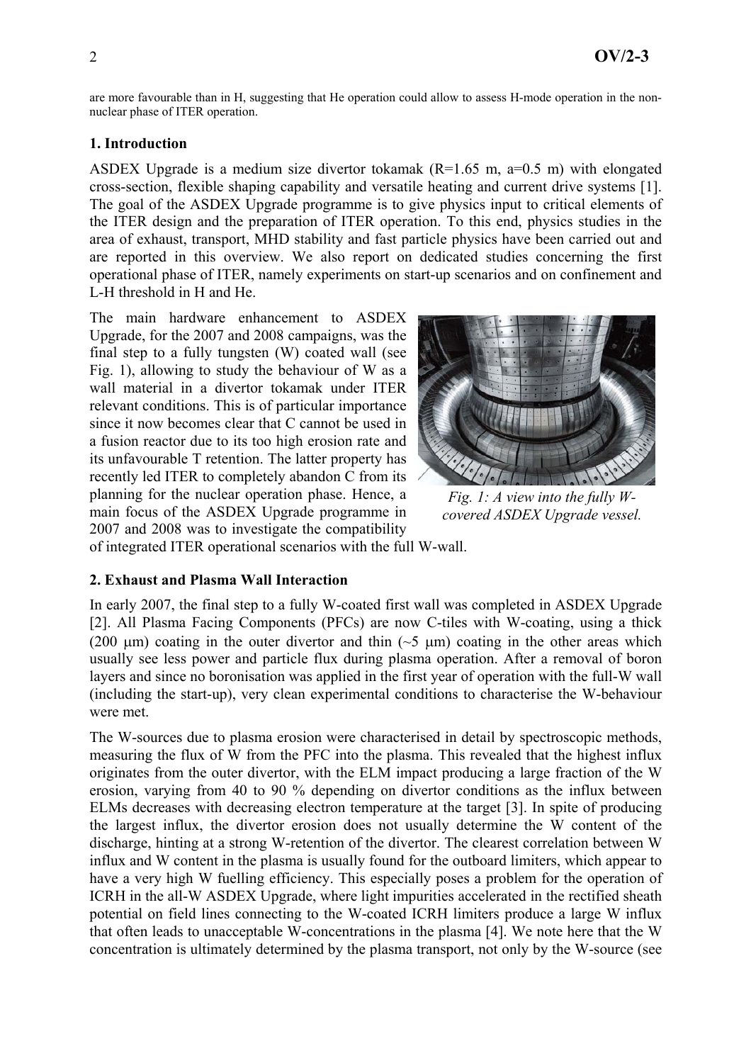are more favourable than in H, suggesting that He operation could allow to assess H-mode operation in the non-nuclear phase of ITER operation.

## 1. Introduction

ASDEX Upgrade is a medium size divertor tokamak (R=1.65 m, a=0.5 m) with elongated cross-section, flexible shaping capability and versatile heating and current drive systems [1]. The goal of the ASDEX Upgrade programme is to give physics input to critical elements of the ITER design and the preparation of ITER operation. To this end, physics studies in the area of exhaust, transport, MHD stability and fast particle physics have been carried out and are reported in this overview. We also report on dedicated studies concerning the first operational phase of ITER, namely experiments on start-up scenarios and on confinement and L-H threshold in H and He.

The main hardware enhancement to ASDEX Upgrade, for the 2007 and 2008 campaigns, was the final step to a fully tungsten (W) coated wall (see Fig. 1), allowing to study the behaviour of W as a wall material in a divertor tokamak under ITER relevant conditions. This is of particular importance since it now becomes clear that C cannot be used in a fusion reactor due to its too high erosion rate and its unfavourable T retention. The latter property has recently led ITER to completely abandon C from its planning for the nuclear operation phase. Hence, a main focus of the ASDEX Upgrade programme in 2007 and 2008 was to investigate the compatibility of integrated ITER operational scenarios with the full W-wall.

*Fig. 1: A view into the fully W-covered ASDEX Upgrade vessel.*

## 2. Exhaust and Plasma Wall Interaction

In early 2007, the final step to a fully W-coated first wall was completed in ASDEX Upgrade [2]. All Plasma Facing Components (PFCs) are now C-tiles with W-coating, using a thick (200 μm) coating in the outer divertor and thin (~5 μm) coating in the other areas which usually see less power and particle flux during plasma operation. After a removal of boron layers and since no boronisation was applied in the first year of operation with the full-W wall (including the start-up), very clean experimental conditions to characterise the W-behaviour were met.

The W-sources due to plasma erosion were characterised in detail by spectroscopic methods, measuring the flux of W from the PFC into the plasma. This revealed that the highest influx originates from the outer divertor, with the ELM impact producing a large fraction of the W erosion, varying from 40 to 90 % depending on divertor conditions as the influx between ELMs decreases with decreasing electron temperature at the target [3]. In spite of producing the largest influx, the divertor erosion does not usually determine the W content of the discharge, hinting at a strong W-retention of the divertor. The clearest correlation between W influx and W content in the plasma is usually found for the outboard limiters, which appear to have a very high W fuelling efficiency. This especially poses a problem for the operation of ICRH in the all-W ASDEX Upgrade, where light impurities accelerated in the rectified sheath potential on field lines connecting to the W-coated ICRH limiters produce a large W influx that often leads to unacceptable W-concentrations in the plasma [4]. We note here that the W concentration is ultimately determined by the plasma transport, not only by the W-source (see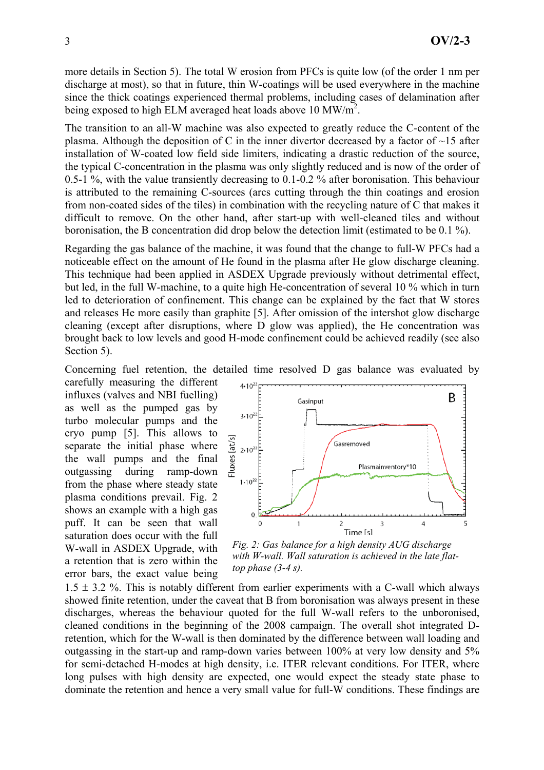more details in Section 5). The total W erosion from PFCs is quite low (of the order 1 nm per discharge at most), so that in future, thin W-coatings will be used everywhere in the machine since the thick coatings experienced thermal problems, including cases of delamination after being exposed to high ELM averaged heat loads above 10 MW/m$^2$.

The transition to an all-W machine was also expected to greatly reduce the C-content of the plasma. Although the deposition of C in the inner divertor decreased by a factor of ~15 after installation of W-coated low field side limiters, indicating a drastic reduction of the source, the typical C-concentration in the plasma was only slightly reduced and is now of the order of 0.5-1 %, with the value transiently decreasing to 0.1-0.2 % after boronisation. This behaviour is attributed to the remaining C-sources (arcs cutting through the thin coatings and erosion from non-coated sides of the tiles) in combination with the recycling nature of C that makes it difficult to remove. On the other hand, after start-up with well-cleaned tiles and without boronisation, the B concentration did drop below the detection limit (estimated to be 0.1 %).

Regarding the gas balance of the machine, it was found that the change to full-W PFCs had a noticeable effect on the amount of He found in the plasma after He glow discharge cleaning. This technique had been applied in ASDEX Upgrade previously without detrimental effect, but led, in the full W-machine, to a quite high He-concentration of several 10 % which in turn led to deterioration of confinement. This change can be explained by the fact that W stores and releases He more easily than graphite [5]. After omission of the intershot glow discharge cleaning (except after disruptions, where D glow was applied), the He concentration was brought back to low levels and good H-mode confinement could be achieved readily (see also Section 5).

Concerning fuel retention, the detailed time resolved D gas balance was evaluated by carefully measuring the different influxes (valves and NBI fuelling) as well as the pumped gas by turbo molecular pumps and the cryo pump [5]. This allows to separate the initial phase where the wall pumps and the final outgassing during ramp-down from the phase where steady state plasma conditions prevail. Fig. 2 shows an example with a high gas puff. It can be seen that wall saturation does occur with the full W-wall in ASDEX Upgrade, with a retention that is zero within the error bars, the exact value being 1.5 ± 3.2 %. This is notably different from earlier experiments with a C-wall which always showed finite retention, under the caveat that B from boronisation was always present in these discharges, whereas the behaviour quoted for the full W-wall refers to the unboronised, cleaned conditions in the beginning of the 2008 campaign. The overall shot integrated D-retention, which for the W-wall is then dominated by the difference between wall loading and outgassing in the start-up and ramp-down varies between 100% at very low density and 5% for semi-detached H-modes at high density, i.e. ITER relevant conditions. For ITER, where long pulses with high density are expected, one would expect the steady state phase to dominate the retention and hence a very small value for full-W conditions. These findings are

B
Gasinput
Gasremoved
Plasmainventory*10
Fluxes [at/s]
4·10$^{22}$
3·10$^{22}$
2·10$^{22}$
1·10$^{22}$
0
0
1
2
3
4
5
Time [s]

*Fig. 2: Gas balance for a high density AUG discharge with W-wall. Wall saturation is achieved in the late flat-top phase (3-4 s).*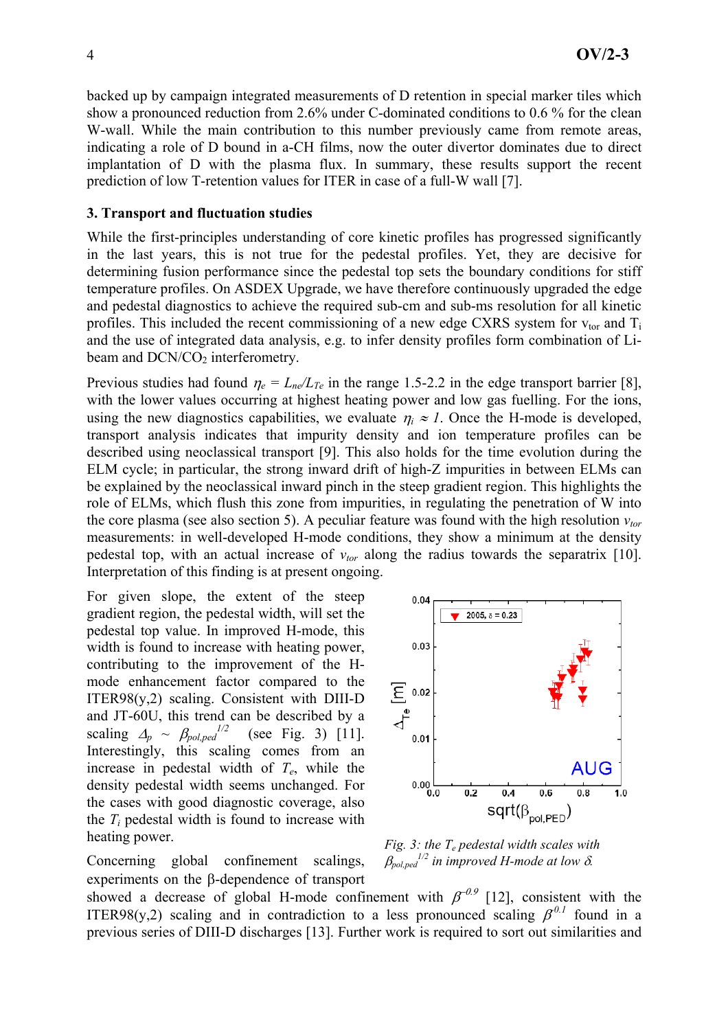backed up by campaign integrated measurements of D retention in special marker tiles which show a pronounced reduction from 2.6% under C-dominated conditions to 0.6 % for the clean W-wall. While the main contribution to this number previously came from remote areas, indicating a role of D bound in a-CH films, now the outer divertor dominates due to direct implantation of D with the plasma flux. In summary, these results support the recent prediction of low T-retention values for ITER in case of a full-W wall [7].

### 3. Transport and fluctuation studies

While the first-principles understanding of core kinetic profiles has progressed significantly in the last years, this is not true for the pedestal profiles. Yet, they are decisive for determining fusion performance since the pedestal top sets the boundary conditions for stiff temperature profiles. On ASDEX Upgrade, we have therefore continuously upgraded the edge and pedestal diagnostics to achieve the required sub-cm and sub-ms resolution for all kinetic profiles. This included the recent commissioning of a new edge CXRS system for $v_{tor}$ and $T_i$ and the use of integrated data analysis, e.g. to infer density profiles form combination of Li-beam and DCN/$CO_2$ interferometry.

Previous studies had found $\eta_e = L_{ne}/L_{Te}$ in the range 1.5-2.2 in the edge transport barrier [8], with the lower values occurring at highest heating power and low gas fuelling. For the ions, using the new diagnostics capabilities, we evaluate $\eta_i \approx 1$. Once the H-mode is developed, transport analysis indicates that impurity density and ion temperature profiles can be described using neoclassical transport [9]. This also holds for the time evolution during the ELM cycle; in particular, the strong inward drift of high-Z impurities in between ELMs can be explained by the neoclassical inward pinch in the steep gradient region. This highlights the role of ELMs, which flush this zone from impurities, in regulating the penetration of W into the core plasma (see also section 5). A peculiar feature was found with the high resolution $v_{tor}$ measurements: in well-developed H-mode conditions, they show a minimum at the density pedestal top, with an actual increase of $v_{tor}$ along the radius towards the separatrix [10]. Interpretation of this finding is at present ongoing.

For given slope, the extent of the steep gradient region, the pedestal width, will set the pedestal top value. In improved H-mode, this width is found to increase with heating power, contributing to the improvement of the H-mode enhancement factor compared to the ITER98(y,2) scaling. Consistent with DIII-D and JT-60U, this trend can be described by a scaling $\Delta_p \sim \beta_{pol,ped}^{1/2}$ (see Fig. 3) [11]. Interestingly, this scaling comes from an increase in pedestal width of $T_e$, while the density pedestal width seems unchanged. For the cases with good diagnostic coverage, also the $T_i$ pedestal width is found to increase with heating power.

2005, δ = 0.23

AUG

$\Delta_{Te}$ [m]

0.00
0.01
0.02
0.03
0.04

0.0
0.2
0.4
0.6
0.8
1.0

sqrt($\beta_{pol,PED}$)

*Fig. 3: the $T_e$ pedestal width scales with $\beta_{pol,ped}^{1/2}$ in improved H-mode at low δ.*

Concerning global confinement scalings, experiments on the β-dependence of transport showed a decrease of global H-mode confinement with $\beta^{-0.9}$ [12], consistent with the ITER98(y,2) scaling and in contradiction to a less pronounced scaling $\beta^{0.1}$ found in a previous series of DIII-D discharges [13]. Further work is required to sort out similarities and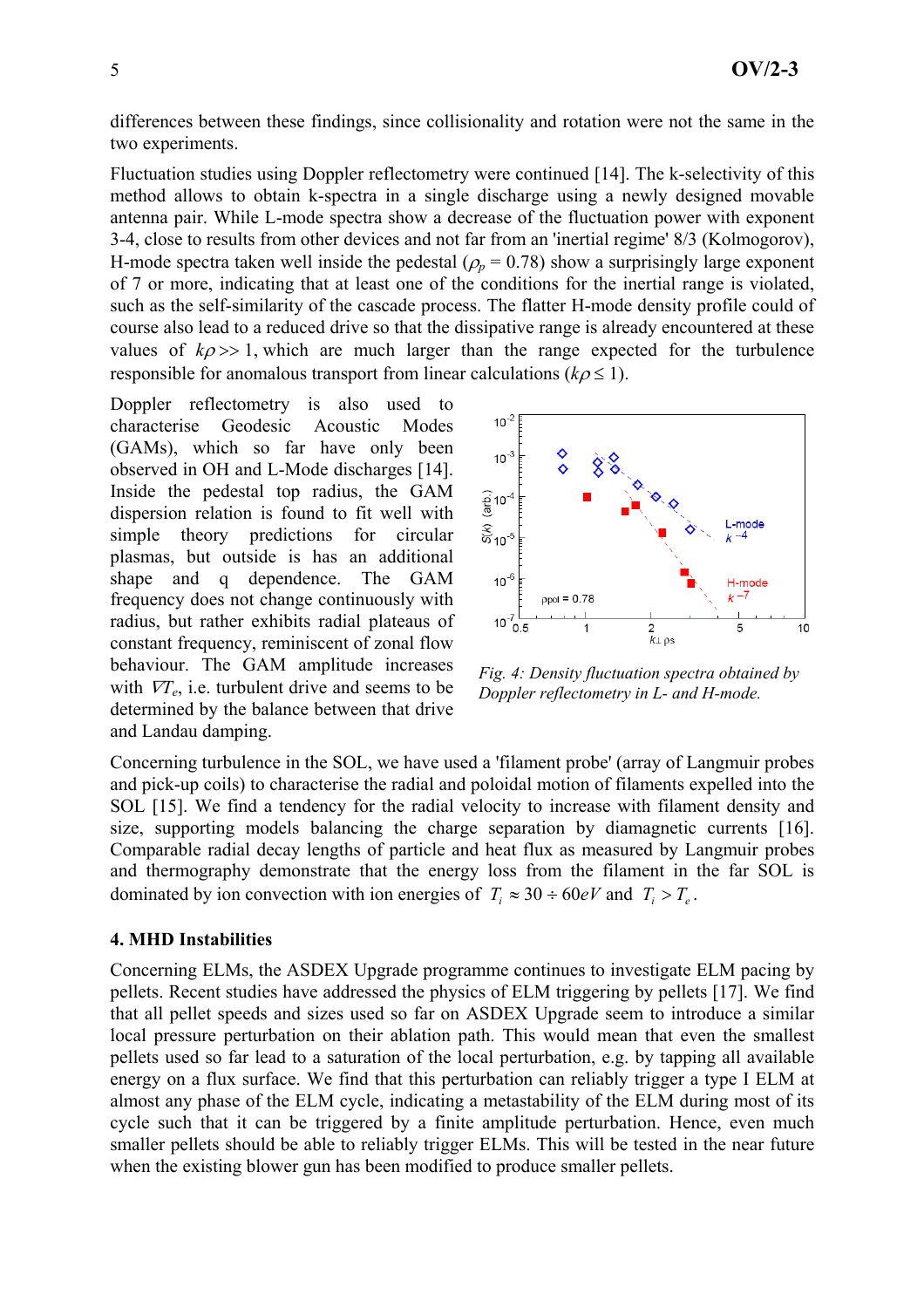differences between these findings, since collisionality and rotation were not the same in the two experiments.

Fluctuation studies using Doppler reflectometry were continued [14]. The k-selectivity of this method allows to obtain k-spectra in a single discharge using a newly designed movable antenna pair. While L-mode spectra show a decrease of the fluctuation power with exponent 3-4, close to results from other devices and not far from an 'inertial regime' 8/3 (Kolmogorov), H-mode spectra taken well inside the pedestal ($\rho_p$ = 0.78) show a surprisingly large exponent of 7 or more, indicating that at least one of the conditions for the inertial range is violated, such as the self-similarity of the cascade process. The flatter H-mode density profile could of course also lead to a reduced drive so that the dissipative range is already encountered at these values of $k\rho >> 1$, which are much larger than the range expected for the turbulence responsible for anomalous transport from linear calculations ($k\rho \leq 1$).

Doppler reflectometry is also used to characterise Geodesic Acoustic Modes (GAMs), which so far have only been observed in OH and L-Mode discharges [14]. Inside the pedestal top radius, the GAM dispersion relation is found to fit well with simple theory predictions for circular plasmas, but outside is has an additional shape and q dependence. The GAM frequency does not change continuously with radius, but rather exhibits radial plateaus of constant frequency, reminiscent of zonal flow behaviour. The GAM amplitude increases with $\nabla T_e$, i.e. turbulent drive and seems to be determined by the balance between that drive and Landau damping.

$10^{-2}$
$10^{-3}$
$10^{-4}$
$10^{-5}$
$10^{-6}$
$10^{-7}$
S(k) (arb.)
0.5
1
2
5
10
$k_\perp \rho_s$
ρpol = 0.78
L-mode
$k^{-4}$
H-mode
$k^{-7}$

*Fig. 4: Density fluctuation spectra obtained by Doppler reflectometry in L- and H-mode.*

Concerning turbulence in the SOL, we have used a 'filament probe' (array of Langmuir probes and pick-up coils) to characterise the radial and poloidal motion of filaments expelled into the SOL [15]. We find a tendency for the radial velocity to increase with filament density and size, supporting models balancing the charge separation by diamagnetic currents [16]. Comparable radial decay lengths of particle and heat flux as measured by Langmuir probes and thermography demonstrate that the energy loss from the filament in the far SOL is dominated by ion convection with ion energies of $T_i \approx 30 \div 60eV$ and $T_i > T_e$.

## 4. MHD Instabilities

Concerning ELMs, the ASDEX Upgrade programme continues to investigate ELM pacing by pellets. Recent studies have addressed the physics of ELM triggering by pellets [17]. We find that all pellet speeds and sizes used so far on ASDEX Upgrade seem to introduce a similar local pressure perturbation on their ablation path. This would mean that even the smallest pellets used so far lead to a saturation of the local perturbation, e.g. by tapping all available energy on a flux surface. We find that this perturbation can reliably trigger a type I ELM at almost any phase of the ELM cycle, indicating a metastability of the ELM during most of its cycle such that it can be triggered by a finite amplitude perturbation. Hence, even much smaller pellets should be able to reliably trigger ELMs. This will be tested in the near future when the existing blower gun has been modified to produce smaller pellets.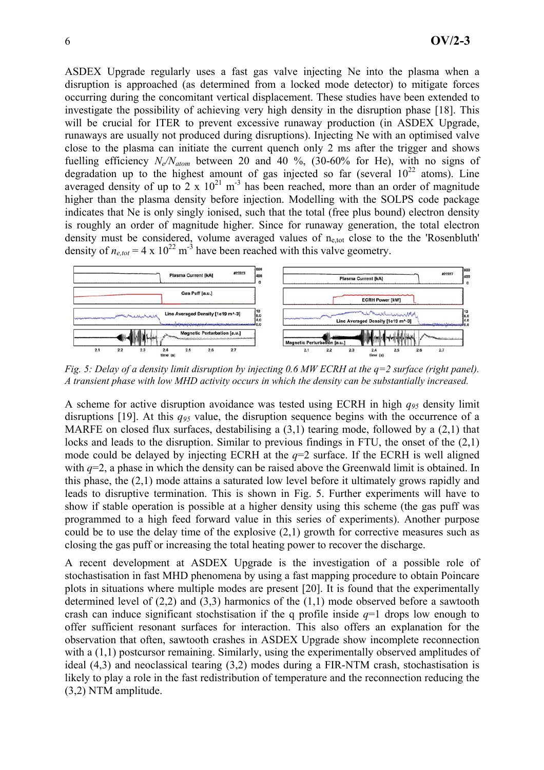ASDEX Upgrade regularly uses a fast gas valve injecting Ne into the plasma when a disruption is approached (as determined from a locked mode detector) to mitigate forces occurring during the concomitant vertical displacement. These studies have been extended to investigate the possibility of achieving very high density in the disruption phase [18]. This will be crucial for ITER to prevent excessive runaway production (in ASDEX Upgrade, runaways are usually not produced during disruptions). Injecting Ne with an optimised valve close to the plasma can initiate the current quench only 2 ms after the trigger and shows fuelling efficiency $N_e/N_{atom}$ between 20 and 40 %, (30-60% for He), with no signs of degradation up to the highest amount of gas injected so far (several $10^{22}$ atoms). Line averaged density of up to 2 x $10^{21}$ $m^{-3}$ has been reached, more than an order of magnitude higher than the plasma density before injection. Modelling with the SOLPS code package indicates that Ne is only singly ionised, such that the total (free plus bound) electron density is roughly an order of magnitude higher. Since for runaway generation, the total electron density must be considered, volume averaged values of $n_{e,tot}$ close to the the 'Rosenbluth' density of $n_{e,tot}$ = 4 x $10^{22}$ $m^{-3}$ have been reached with this valve geometry.

Plasma Current [kA]
#23323
800
400
0
Gas Puff [a.u.]
Line Averaged Density [1e19 m^-3]
12
8.0
4.0
0.0
Magnetic Perturbation [a.u.]
2.1 2.2 2.3 2.4 2.5 2.6 2.7
time (s)

Plasma Current [kA]
#23327
800
400
0
ECRH Power [kW]
Line Averaged Density [1e19 m^-3]
12
8.0
4.0
0.0
Magnetic Perturbation [a.u.]
2.1 2.2 2.3 2.4 2.5 2.6 2.7
time (s)

*Fig. 5: Delay of a density limit disruption by injecting 0.6 MW ECRH at the q=2 surface (right panel). A transient phase with low MHD activity occurs in which the density can be substantially increased.*

A scheme for active disruption avoidance was tested using ECRH in high $q_{95}$ density limit disruptions [19]. At this $q_{95}$ value, the disruption sequence begins with the occurrence of a MARFE on closed flux surfaces, destabilising a (3,1) tearing mode, followed by a (2,1) that locks and leads to the disruption. Similar to previous findings in FTU, the onset of the (2,1) mode could be delayed by injecting ECRH at the $q$=2 surface. If the ECRH is well aligned with $q$=2, a phase in which the density can be raised above the Greenwald limit is obtained. In this phase, the (2,1) mode attains a saturated low level before it ultimately grows rapidly and leads to disruptive termination. This is shown in Fig. 5. Further experiments will have to show if stable operation is possible at a higher density using this scheme (the gas puff was programmed to a high feed forward value in this series of experiments). Another purpose could be to use the delay time of the explosive (2,1) growth for corrective measures such as closing the gas puff or increasing the total heating power to recover the discharge.

A recent development at ASDEX Upgrade is the investigation of a possible role of stochastisation in fast MHD phenomena by using a fast mapping procedure to obtain Poincare plots in situations where multiple modes are present [20]. It is found that the experimentally determined level of (2,2) and (3,3) harmonics of the (1,1) mode observed before a sawtooth crash can induce significant stochstisation if the q profile inside $q$=1 drops low enough to offer sufficient resonant surfaces for interaction. This also offers an explanation for the observation that often, sawtooth crashes in ASDEX Upgrade show incomplete reconnection with a (1,1) postcursor remaining. Similarly, using the experimentally observed amplitudes of ideal (4,3) and neoclassical tearing (3,2) modes during a FIR-NTM crash, stochastisation is likely to play a role in the fast redistribution of temperature and the reconnection reducing the (3,2) NTM amplitude.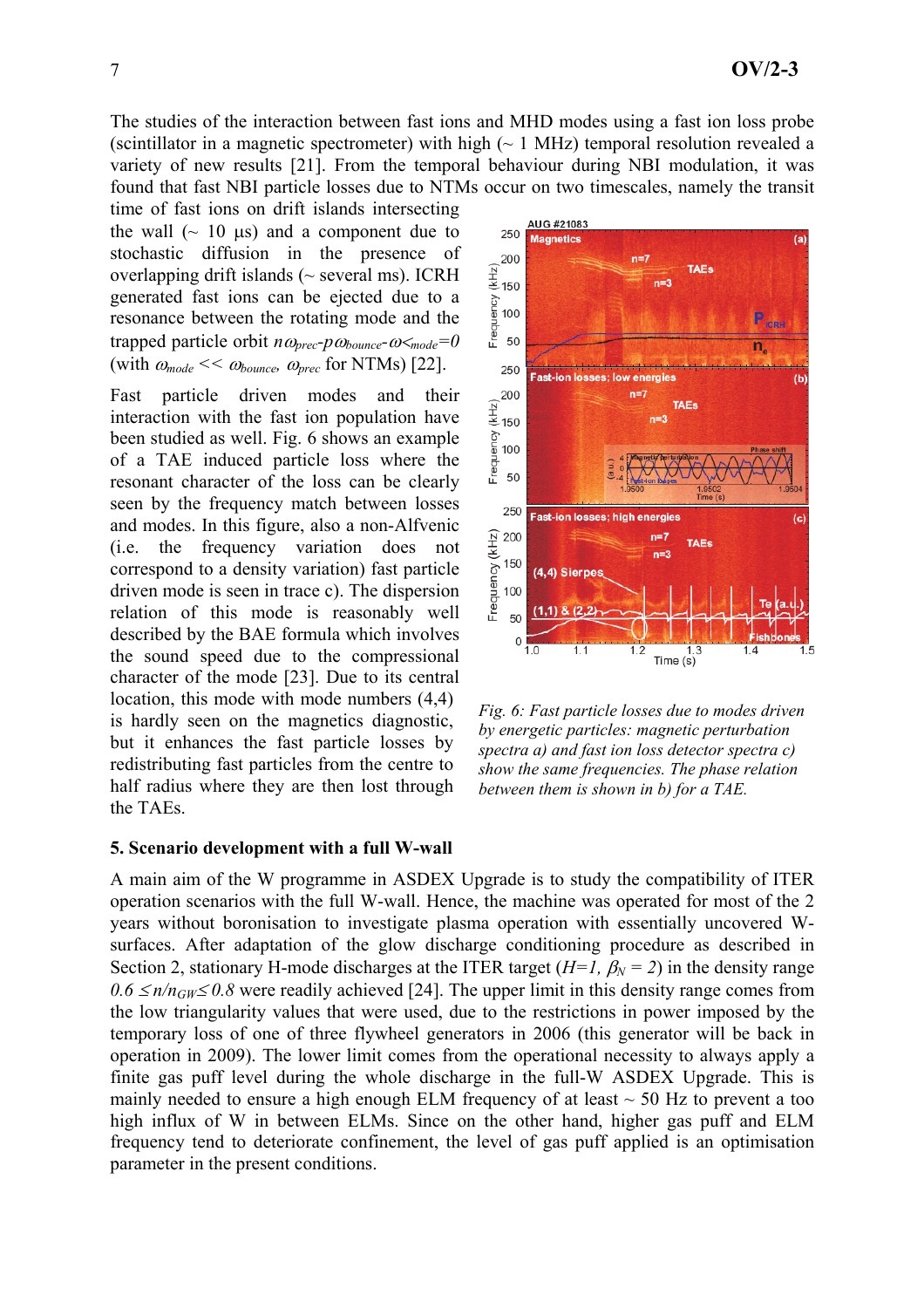The studies of the interaction between fast ions and MHD modes using a fast ion loss probe (scintillator in a magnetic spectrometer) with high (~ 1 MHz) temporal resolution revealed a variety of new results [21]. From the temporal behaviour during NBI modulation, it was found that fast NBI particle losses due to NTMs occur on two timescales, namely the transit time of fast ions on drift islands intersecting the wall (~ 10 μs) and a component due to stochastic diffusion in the presence of overlapping drift islands (~ several ms). ICRH generated fast ions can be ejected due to a resonance between the rotating mode and the trapped particle orbit $n\omega_{prec}-p\omega_{bounce}-\omega_{mode}=0$ (with $\omega_{mode} << \omega_{bounce}$, $\omega_{prec}$ for NTMs) [22].

Fast particle driven modes and their interaction with the fast ion population have been studied as well. Fig. 6 shows an example of a TAE induced particle loss where the resonant character of the loss can be clearly seen by the frequency match between losses and modes. In this figure, also a non-Alfvenic (i.e. the frequency variation does not correspond to a density variation) fast particle driven mode is seen in trace c). The dispersion relation of this mode is reasonably well described by the BAE formula which involves the sound speed due to the compressional character of the mode [23]. Due to its central location, this mode with mode numbers (4,4) is hardly seen on the magnetics diagnostic, but it enhances the fast particle losses by redistributing fast particles from the centre to half radius where they are then lost through the TAEs.

AUG #21083
(a) Magnetics
n=7
n=3
TAEs
$P_{ICRH}$
$n_e$
(b) Fast-ion losses; low energies
n=7
n=3
TAEs
Magnetic perturbation
Fast-ion losses
Phase shift
(a.u.)
1.0500 1.0502 1.0504
Time (s)
(c) Fast-ion losses; high energies
n=7
n=3
TAEs
(4,4) Sierpes
(1,1) & (2,2)
Te (a.u.)
Fishbones
Frequency (kHz)
0 50 100 150 200 250
1.0 1.1 1.2 1.3 1.4 1.5
Time (s)

*Fig. 6: Fast particle losses due to modes driven by energetic particles: magnetic perturbation spectra a) and fast ion loss detector spectra c) show the same frequencies. The phase relation between them is shown in b) for a TAE.*

## 5. Scenario development with a full W-wall

A main aim of the W programme in ASDEX Upgrade is to study the compatibility of ITER operation scenarios with the full W-wall. Hence, the machine was operated for most of the 2 years without boronisation to investigate plasma operation with essentially uncovered W-surfaces. After adaptation of the glow discharge conditioning procedure as described in Section 2, stationary H-mode discharges at the ITER target ($H=1$, $\beta_N = 2$) in the density range $0.6 \leq n/n_{GW} \leq 0.8$ were readily achieved [24]. The upper limit in this density range comes from the low triangularity values that were used, due to the restrictions in power imposed by the temporary loss of one of three flywheel generators in 2006 (this generator will be back in operation in 2009). The lower limit comes from the operational necessity to always apply a finite gas puff level during the whole discharge in the full-W ASDEX Upgrade. This is mainly needed to ensure a high enough ELM frequency of at least ~ 50 Hz to prevent a too high influx of W in between ELMs. Since on the other hand, higher gas puff and ELM frequency tend to deteriorate confinement, the level of gas puff applied is an optimisation parameter in the present conditions.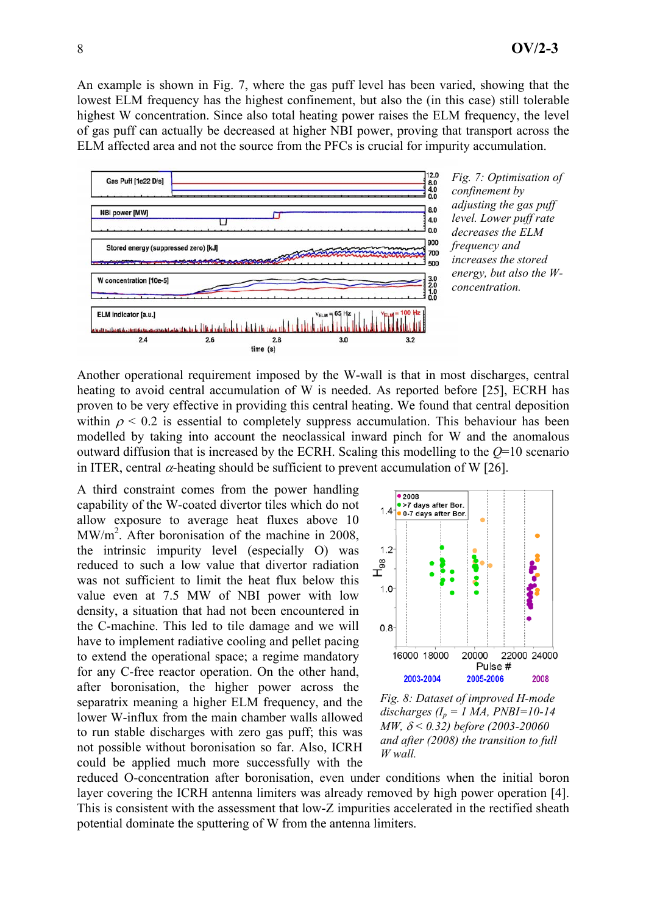An example is shown in Fig. 7, where the gas puff level has been varied, showing that the lowest ELM frequency has the highest confinement, but also the (in this case) still tolerable highest W concentration. Since also total heating power raises the ELM frequency, the level of gas puff can actually be decreased at higher NBI power, proving that transport across the ELM affected area and not the source from the PFCs is crucial for impurity accumulation.

Gas Puff [1e22 D/s]
12.0
8.0
4.0
0.0
NBI power [MW]
8.0
4.0
0.0
Stored energy (suppressed zero) [kJ]
900
700
500
W concentration [10e-5]
3.0
2.0
1.0
0.0
ELM indicator [a.u.]
$\nu_{ELM}$ = 65 Hz
$\nu_{ELM}$ = 100 Hz
2.4
2.6
2.8
3.0
3.2
time (s)

*Fig. 7: Optimisation of confinement by adjusting the gas puff level. Lower puff rate decreases the ELM frequency and increases the stored energy, but also the W-concentration.*

Another operational requirement imposed by the W-wall is that in most discharges, central heating to avoid central accumulation of W is needed. As reported before [25], ECRH has proven to be very effective in providing this central heating. We found that central deposition within $\rho < 0.2$ is essential to completely suppress accumulation. This behaviour has been modelled by taking into account the neoclassical inward pinch for W and the anomalous outward diffusion that is increased by the ECRH. Scaling this modelling to the $Q$=10 scenario in ITER, central $\alpha$-heating should be sufficient to prevent accumulation of W [26].

A third constraint comes from the power handling capability of the W-coated divertor tiles which do not allow exposure to average heat fluxes above 10 MW/m$^2$. After boronisation of the machine in 2008, the intrinsic impurity level (especially O) was reduced to such a low value that divertor radiation was not sufficient to limit the heat flux below this value even at 7.5 MW of NBI power with low density, a situation that had not been encountered in the C-machine. This led to tile damage and we will have to implement radiative cooling and pellet pacing to extend the operational space; a regime mandatory for any C-free reactor operation. On the other hand, after boronisation, the higher power across the separatrix meaning a higher ELM frequency, and the lower W-influx from the main chamber walls allowed to run stable discharges with zero gas puff; this was not possible without boronisation so far. Also, ICRH could be applied much more successfully with the reduced O-concentration after boronisation, even under conditions when the initial boron layer covering the ICRH antenna limiters was already removed by high power operation [4]. This is consistent with the assessment that low-Z impurities accelerated in the rectified sheath potential dominate the sputtering of W from the antenna limiters.

2008
>7 days after Bor.
0-7 days after Bor.
$H_{98}$
1.4
1.2
1.0
0.8
16000 18000 20000 22000 24000
Pulse #
2003-2004
2005-2006
2008

*Fig. 8: Dataset of improved H-mode discharges ($I_p$ = 1 MA, PNBI=10-14 MW, $\delta$ < 0.32) before (2003-20060 and after (2008) the transition to full W wall.*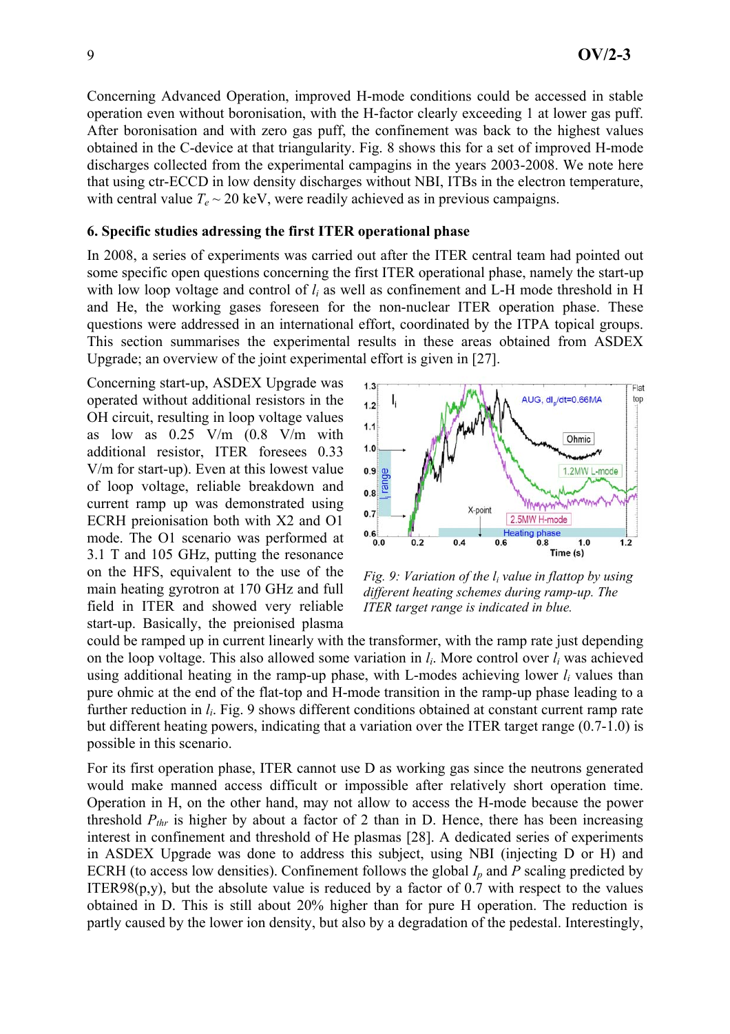Concerning Advanced Operation, improved H-mode conditions could be accessed in stable operation even without boronisation, with the H-factor clearly exceeding 1 at lower gas puff. After boronisation and with zero gas puff, the confinement was back to the highest values obtained in the C-device at that triangularity. Fig. 8 shows this for a set of improved H-mode discharges collected from the experimental campagins in the years 2003-2008. We note here that using ctr-ECCD in low density discharges without NBI, ITBs in the electron temperature, with central value $T_e \sim 20$ keV, were readily achieved as in previous campaigns.

### 6. Specific studies adressing the first ITER operational phase

In 2008, a series of experiments was carried out after the ITER central team had pointed out some specific open questions concerning the first ITER operational phase, namely the start-up with low loop voltage and control of $l_i$ as well as confinement and L-H mode threshold in H and He, the working gases foreseen for the non-nuclear ITER operation phase. These questions were addressed in an international effort, coordinated by the ITPA topical groups. This section summarises the experimental results in these areas obtained from ASDEX Upgrade; an overview of the joint experimental effort is given in [27].

Concerning start-up, ASDEX Upgrade was operated without additional resistors in the OH circuit, resulting in loop voltage values as low as 0.25 V/m (0.8 V/m with additional resistor, ITER foresees 0.33 V/m for start-up). Even at this lowest value of loop voltage, reliable breakdown and current ramp up was demonstrated using ECRH preionisation both with X2 and O1 mode. The O1 scenario was performed at 3.1 T and 105 GHz, putting the resonance on the HFS, equivalent to the use of the main heating gyrotron at 170 GHz and full field in ITER and showed very reliable start-up. Basically, the preionised plasma could be ramped up in current linearly with the transformer, with the ramp rate just depending on the loop voltage. This also allowed some variation in $l_i$. More control over $l_i$ was achieved using additional heating in the ramp-up phase, with L-modes achieving lower $l_i$ values than pure ohmic at the end of the flat-top and H-mode transition in the ramp-up phase leading to a further reduction in $l_i$. Fig. 9 shows different conditions obtained at constant current ramp rate but different heating powers, indicating that a variation over the ITER target range (0.7-1.0) is possible in this scenario.

l_i
AUG, dI_p/dt=0.66MA
Flat top
Ohmic
1.2MW L-mode
2.5MW H-mode
X-point
Heating phase
l_i range
1.3
1.2
1.1
1.0
0.9
0.8
0.7
0.6
0.0
0.2
0.4
0.6
0.8
1.0
1.2
Time (s)

*Fig. 9: Variation of the $l_i$ value in flattop by using different heating schemes during ramp-up. The ITER target range is indicated in blue.*

For its first operation phase, ITER cannot use D as working gas since the neutrons generated would make manned access difficult or impossible after relatively short operation time. Operation in H, on the other hand, may not allow to access the H-mode because the power threshold $P_{thr}$ is higher by about a factor of 2 than in D. Hence, there has been increasing interest in confinement and threshold of He plasmas [28]. A dedicated series of experiments in ASDEX Upgrade was done to address this subject, using NBI (injecting D or H) and ECRH (to access low densities). Confinement follows the global $I_p$ and $P$ scaling predicted by ITER98(p,y), but the absolute value is reduced by a factor of 0.7 with respect to the values obtained in D. This is still about 20% higher than for pure H operation. The reduction is partly caused by the lower ion density, but also by a degradation of the pedestal. Interestingly,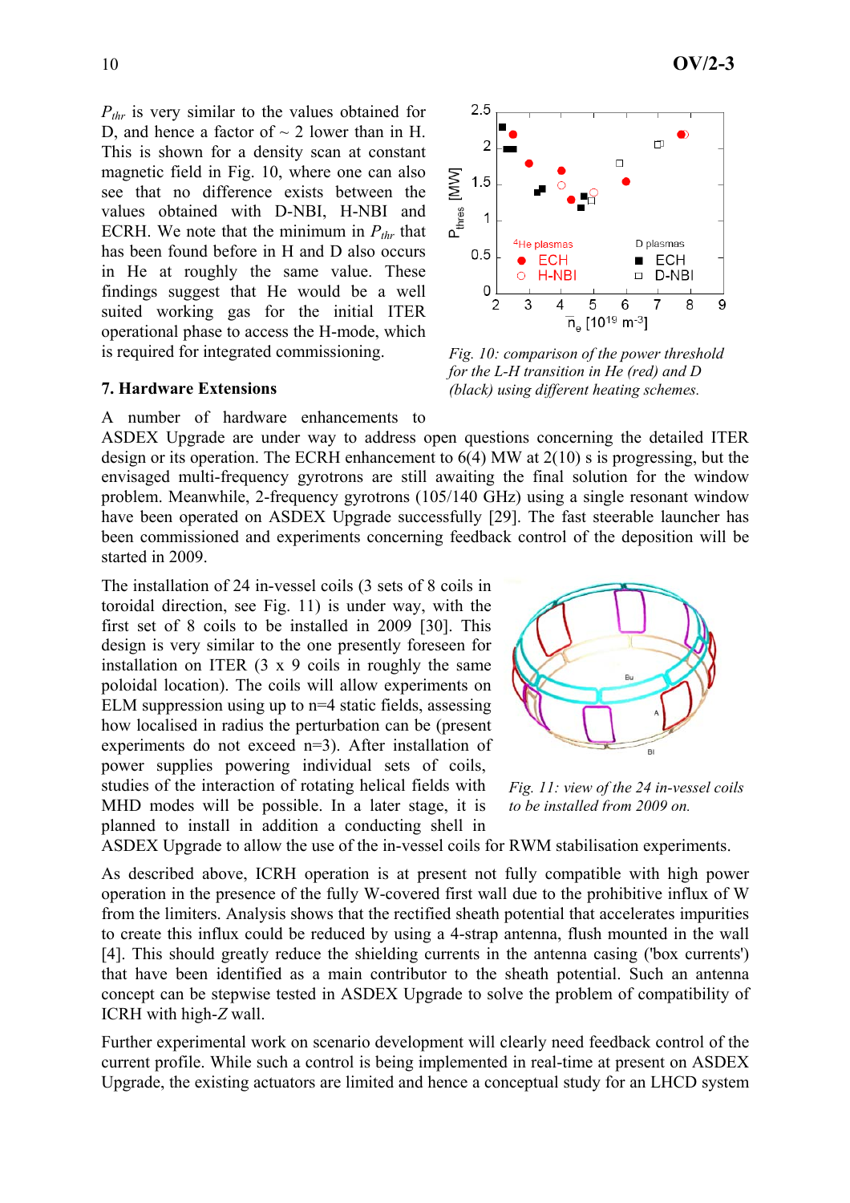$P_{thr}$ is very similar to the values obtained for D, and hence a factor of ~ 2 lower than in H. This is shown for a density scan at constant magnetic field in Fig. 10, where one can also see that no difference exists between the values obtained with D-NBI, H-NBI and ECRH. We note that the minimum in $P_{thr}$ that has been found before in H and D also occurs in He at roughly the same value. These findings suggest that He would be a well suited working gas for the initial ITER operational phase to access the H-mode, which is required for integrated commissioning.

2.5
2
1.5
1
0.5
0
$P_{thres}$ [MW]
2 3 4 5 6 7 8 9
$\bar{n}_e$ [$10^{19}$ $m^{-3}$]
$^4He$ plasmas
ECH
H-NBI
D plasmas
ECH
D-NBI

*Fig. 10: comparison of the power threshold for the L-H transition in He (red) and D (black) using different heating schemes.*

## 7. Hardware Extensions

A number of hardware enhancements to ASDEX Upgrade are under way to address open questions concerning the detailed ITER design or its operation. The ECRH enhancement to 6(4) MW at 2(10) s is progressing, but the envisaged multi-frequency gyrotrons are still awaiting the final solution for the window problem. Meanwhile, 2-frequency gyrotrons (105/140 GHz) using a single resonant window have been operated on ASDEX Upgrade successfully [29]. The fast steerable launcher has been commissioned and experiments concerning feedback control of the deposition will be started in 2009.

The installation of 24 in-vessel coils (3 sets of 8 coils in toroidal direction, see Fig. 11) is under way, with the first set of 8 coils to be installed in 2009 [30]. This design is very similar to the one presently foreseen for installation on ITER (3 x 9 coils in roughly the same poloidal location). The coils will allow experiments on ELM suppression using up to n=4 static fields, assessing how localised in radius the perturbation can be (present experiments do not exceed n=3). After installation of power supplies powering individual sets of coils, studies of the interaction of rotating helical fields with MHD modes will be possible. In a later stage, it is planned to install in addition a conducting shell in ASDEX Upgrade to allow the use of the in-vessel coils for RWM stabilisation experiments.

Bu
A
Bl

*Fig. 11: view of the 24 in-vessel coils to be installed from 2009 on.*

As described above, ICRH operation is at present not fully compatible with high power operation in the presence of the fully W-covered first wall due to the prohibitive influx of W from the limiters. Analysis shows that the rectified sheath potential that accelerates impurities to create this influx could be reduced by using a 4-strap antenna, flush mounted in the wall [4]. This should greatly reduce the shielding currents in the antenna casing ('box currents') that have been identified as a main contributor to the sheath potential. Such an antenna concept can be stepwise tested in ASDEX Upgrade to solve the problem of compatibility of ICRH with high-*Z* wall.

Further experimental work on scenario development will clearly need feedback control of the current profile. While such a control is being implemented in real-time at present on ASDEX Upgrade, the existing actuators are limited and hence a conceptual study for an LHCD system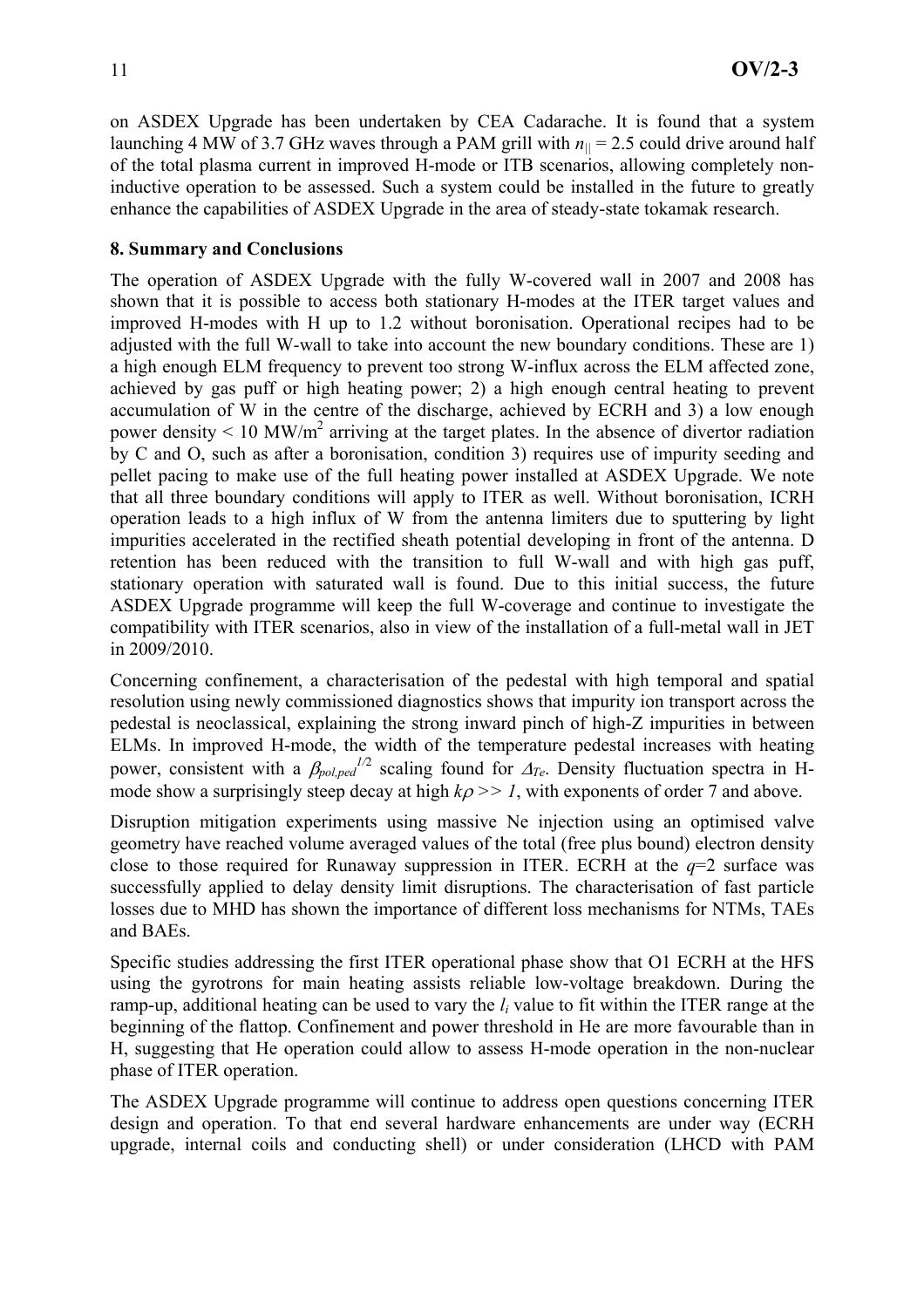on ASDEX Upgrade has been undertaken by CEA Cadarache. It is found that a system launching 4 MW of 3.7 GHz waves through a PAM grill with $n_{||} = 2.5$ could drive around half of the total plasma current in improved H-mode or ITB scenarios, allowing completely non-inductive operation to be assessed. Such a system could be installed in the future to greatly enhance the capabilities of ASDEX Upgrade in the area of steady-state tokamak research.

**8. Summary and Conclusions**

The operation of ASDEX Upgrade with the fully W-covered wall in 2007 and 2008 has shown that it is possible to access both stationary H-modes at the ITER target values and improved H-modes with H up to 1.2 without boronisation. Operational recipes had to be adjusted with the full W-wall to take into account the new boundary conditions. These are 1) a high enough ELM frequency to prevent too strong W-influx across the ELM affected zone, achieved by gas puff or high heating power; 2) a high enough central heating to prevent accumulation of W in the centre of the discharge, achieved by ECRH and 3) a low enough power density < 10 MW/m$^2$ arriving at the target plates. In the absence of divertor radiation by C and O, such as after a boronisation, condition 3) requires use of impurity seeding and pellet pacing to make use of the full heating power installed at ASDEX Upgrade. We note that all three boundary conditions will apply to ITER as well. Without boronisation, ICRH operation leads to a high influx of W from the antenna limiters due to sputtering by light impurities accelerated in the rectified sheath potential developing in front of the antenna. D retention has been reduced with the transition to full W-wall and with high gas puff, stationary operation with saturated wall is found. Due to this initial success, the future ASDEX Upgrade programme will keep the full W-coverage and continue to investigate the compatibility with ITER scenarios, also in view of the installation of a full-metal wall in JET in 2009/2010.

Concerning confinement, a characterisation of the pedestal with high temporal and spatial resolution using newly commissioned diagnostics shows that impurity ion transport across the pedestal is neoclassical, explaining the strong inward pinch of high-Z impurities in between ELMs. In improved H-mode, the width of the temperature pedestal increases with heating power, consistent with a $\beta_{pol,ped}^{1/2}$ scaling found for $\Delta_{Te}$. Density fluctuation spectra in H-mode show a surprisingly steep decay at high $k\rho >> 1$, with exponents of order 7 and above.

Disruption mitigation experiments using massive Ne injection using an optimised valve geometry have reached volume averaged values of the total (free plus bound) electron density close to those required for Runaway suppression in ITER. ECRH at the $q$=2 surface was successfully applied to delay density limit disruptions. The characterisation of fast particle losses due to MHD has shown the importance of different loss mechanisms for NTMs, TAEs and BAEs.

Specific studies addressing the first ITER operational phase show that O1 ECRH at the HFS using the gyrotrons for main heating assists reliable low-voltage breakdown. During the ramp-up, additional heating can be used to vary the $l_i$ value to fit within the ITER range at the beginning of the flattop. Confinement and power threshold in He are more favourable than in H, suggesting that He operation could allow to assess H-mode operation in the non-nuclear phase of ITER operation.

The ASDEX Upgrade programme will continue to address open questions concerning ITER design and operation. To that end several hardware enhancements are under way (ECRH upgrade, internal coils and conducting shell) or under consideration (LHCD with PAM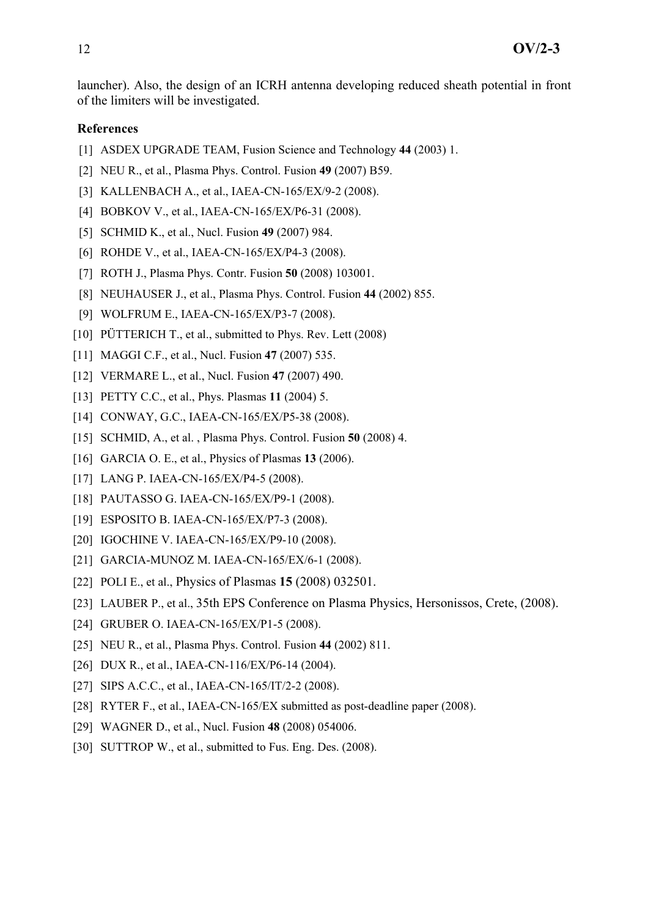launcher). Also, the design of an ICRH antenna developing reduced sheath potential in front of the limiters will be investigated.

### References

[1] ASDEX UPGRADE TEAM, Fusion Science and Technology **44** (2003) 1.

[2] NEU R., et al., Plasma Phys. Control. Fusion **49** (2007) B59.

[3] KALLENBACH A., et al., IAEA-CN-165/EX/9-2 (2008).

[4] BOBKOV V., et al., IAEA-CN-165/EX/P6-31 (2008).

[5] SCHMID K., et al., Nucl. Fusion **49** (2007) 984.

[6] ROHDE V., et al., IAEA-CN-165/EX/P4-3 (2008).

[7] ROTH J., Plasma Phys. Contr. Fusion **50** (2008) 103001.

[8] NEUHAUSER J., et al., Plasma Phys. Control. Fusion **44** (2002) 855.

[9] WOLFRUM E., IAEA-CN-165/EX/P3-7 (2008).

[10] PÜTTERICH T., et al., submitted to Phys. Rev. Lett (2008)

[11] MAGGI C.F., et al., Nucl. Fusion **47** (2007) 535.

[12] VERMARE L., et al., Nucl. Fusion **47** (2007) 490.

[13] PETTY C.C., et al., Phys. Plasmas **11** (2004) 5.

[14] CONWAY, G.C., IAEA-CN-165/EX/P5-38 (2008).

[15] SCHMID, A., et al. , Plasma Phys. Control. Fusion **50** (2008) 4.

[16] GARCIA O. E., et al., Physics of Plasmas **13** (2006).

[17] LANG P. IAEA-CN-165/EX/P4-5 (2008).

[18] PAUTASSO G. IAEA-CN-165/EX/P9-1 (2008).

[19] ESPOSITO B. IAEA-CN-165/EX/P7-3 (2008).

[20] IGOCHINE V. IAEA-CN-165/EX/P9-10 (2008).

[21] GARCIA-MUNOZ M. IAEA-CN-165/EX/6-1 (2008).

[22] POLI E., et al., Physics of Plasmas **15** (2008) 032501.

[23] LAUBER P., et al., 35th EPS Conference on Plasma Physics, Hersonissos, Crete, (2008).

[24] GRUBER O. IAEA-CN-165/EX/P1-5 (2008).

[25] NEU R., et al., Plasma Phys. Control. Fusion **44** (2002) 811.

[26] DUX R., et al., IAEA-CN-116/EX/P6-14 (2004).

[27] SIPS A.C.C., et al., IAEA-CN-165/IT/2-2 (2008).

[28] RYTER F., et al., IAEA-CN-165/EX submitted as post-deadline paper (2008).

[29] WAGNER D., et al., Nucl. Fusion **48** (2008) 054006.

[30] SUTTROP W., et al., submitted to Fus. Eng. Des. (2008).